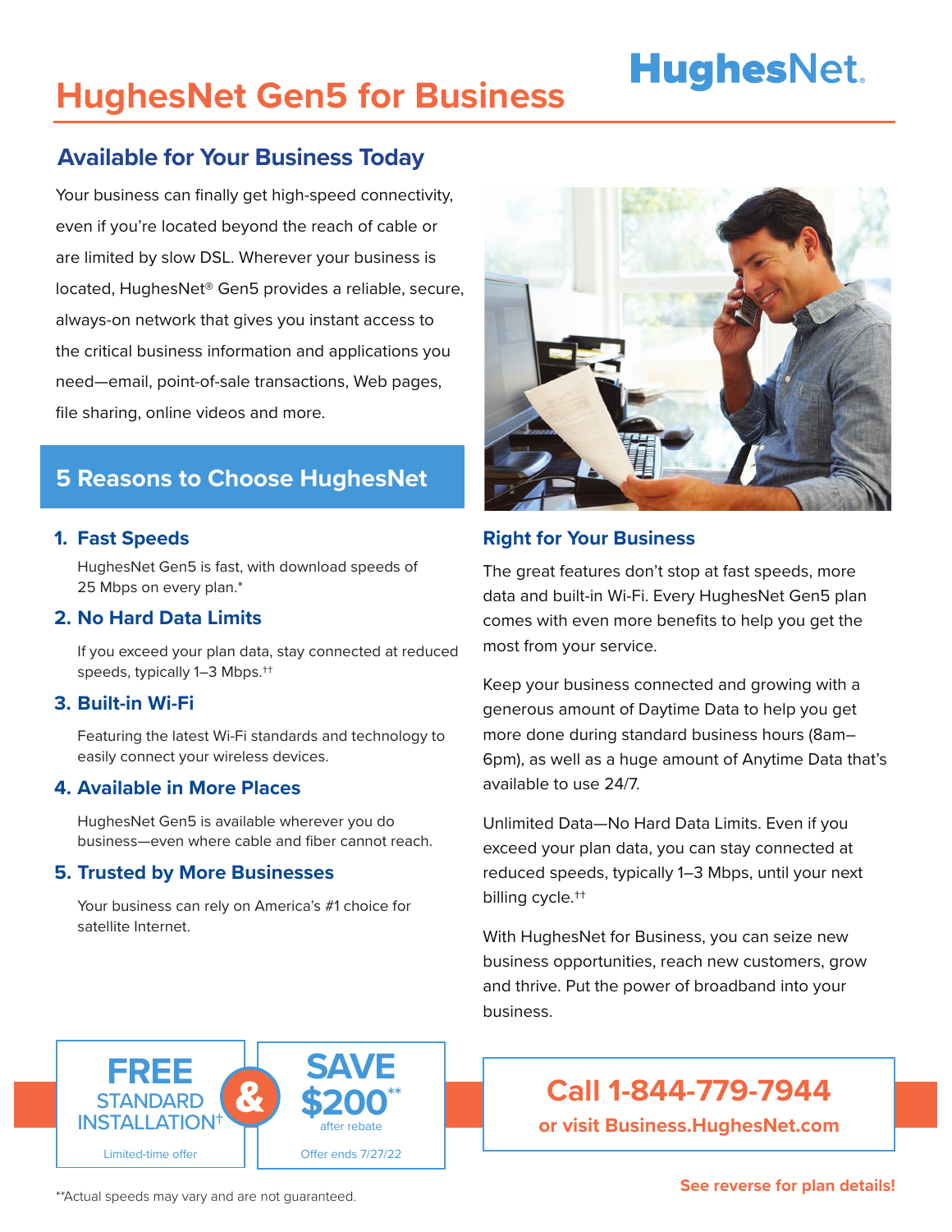# HughesNet Gen5 for Business

HughesNet.

## Available for Your Business Today

Your business can finally get high-speed connectivity, even if you're located beyond the reach of cable or are limited by slow DSL. Wherever your business is located, HughesNet® Gen5 provides a reliable, secure, always-on network that gives you instant access to the critical business information and applications you need—email, point-of-sale transactions, Web pages, file sharing, online videos and more.

## 5 Reasons to Choose HughesNet

### 1. Fast Speeds

HughesNet Gen5 is fast, with download speeds of 25 Mbps on every plan.*

### 2. No Hard Data Limits

If you exceed your plan data, stay connected at reduced speeds, typically 1–3 Mbps.††

### 3. Built-in Wi-Fi

Featuring the latest Wi-Fi standards and technology to easily connect your wireless devices.

### 4. Available in More Places

HughesNet Gen5 is available wherever you do business—even where cable and fiber cannot reach.

### 5. Trusted by More Businesses

Your business can rely on America's #1 choice for satellite Internet.

## Right for Your Business

The great features don't stop at fast speeds, more data and built-in Wi-Fi. Every HughesNet Gen5 plan comes with even more benefits to help you get the most from your service.

Keep your business connected and growing with a generous amount of Daytime Data to help you get more done during standard business hours (8am–6pm), as well as a huge amount of Anytime Data that's available to use 24/7.

Unlimited Data—No Hard Data Limits. Even if you exceed your plan data, you can stay connected at reduced speeds, typically 1–3 Mbps, until your next billing cycle.††

With HughesNet for Business, you can seize new business opportunities, reach new customers, grow and thrive. Put the power of broadband into your business.

**FREE** STANDARD INSTALLATION†
Limited-time offer

&

**SAVE $200**** after rebate
Offer ends 7/27/22

**Call 1-844-779-7944**
**or visit Business.HughesNet.com**

**See reverse for plan details!**

**Actual speeds may vary and are not guaranteed.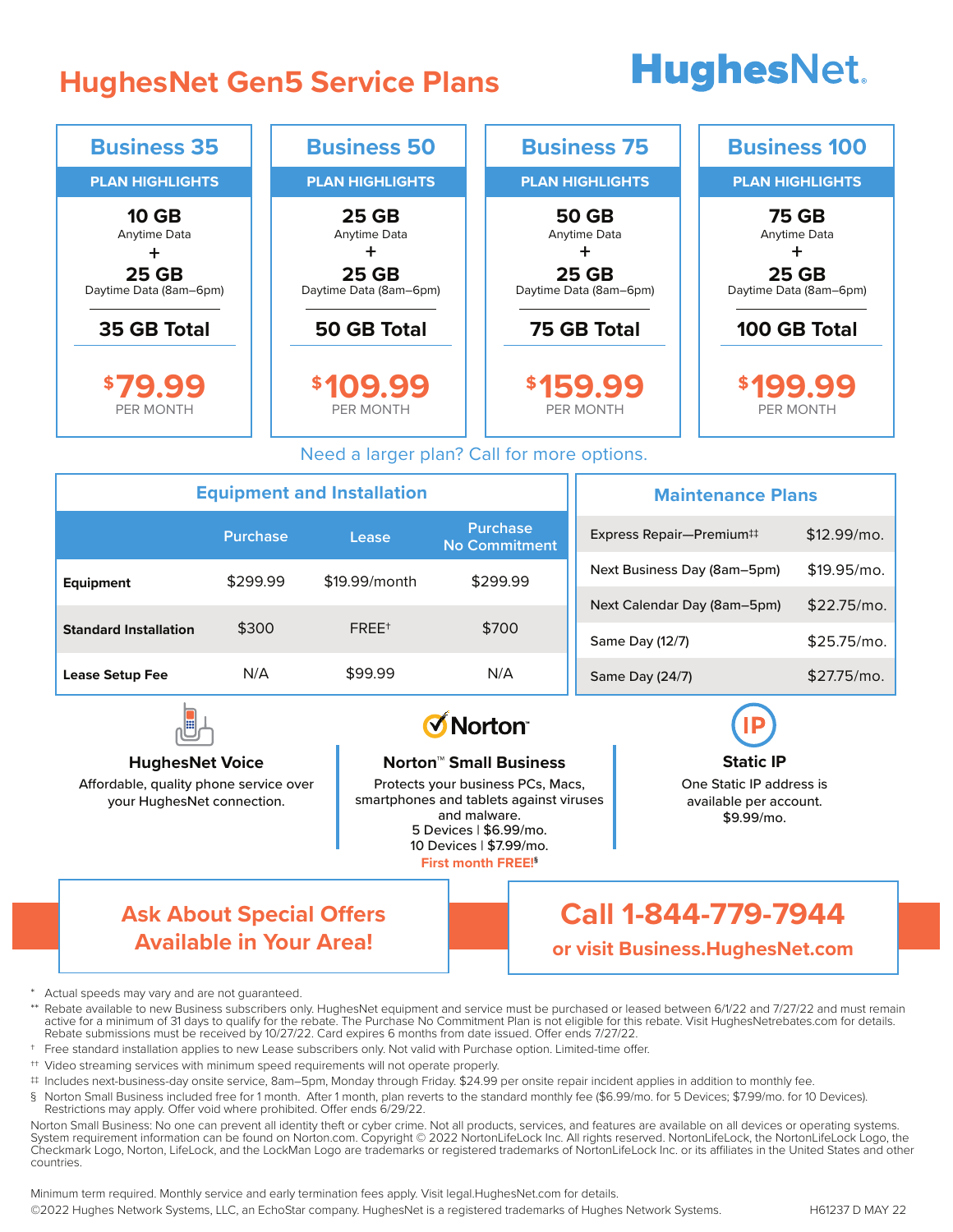# HughesNet Gen5 Service Plans

HughesNet®

| Business 35 | Business 50 | Business 75 | Business 100 |
|---|---|---|---|
| PLAN HIGHLIGHTS | PLAN HIGHLIGHTS | PLAN HIGHLIGHTS | PLAN HIGHLIGHTS |
| 10 GB Anytime Data + 25 GB Daytime Data (8am–6pm) | 25 GB Anytime Data + 25 GB Daytime Data (8am–6pm) | 50 GB Anytime Data + 25 GB Daytime Data (8am–6pm) | 75 GB Anytime Data + 25 GB Daytime Data (8am–6pm) |
| 35 GB Total | 50 GB Total | 75 GB Total | 100 GB Total |
| $79.99 PER MONTH | $109.99 PER MONTH | $159.99 PER MONTH | $199.99 PER MONTH |

Need a larger plan? Call for more options.

## Equipment and Installation

| | Purchase | Lease | Purchase No Commitment |
|---|---|---|---|
| **Equipment** | $299.99 | $19.99/month | $299.99 |
| **Standard Installation** | $300 | FREE† | $700 |
| **Lease Setup Fee** | N/A | $99.99 | N/A |

## Maintenance Plans

| | |
|---|---|
| Express Repair—Premium‡‡ | $12.99/mo. |
| Next Business Day (8am–5pm) | $19.95/mo. |
| Next Calendar Day (8am–5pm) | $22.75/mo. |
| Same Day (12/7) | $25.75/mo. |
| Same Day (24/7) | $27.75/mo. |

### HughesNet Voice

Affordable, quality phone service over your HughesNet connection.

### Norton™ Small Business

Protects your business PCs, Macs, smartphones and tablets against viruses and malware.
5 Devices | $6.99/mo.
10 Devices | $7.99/mo.
First month FREE!§

### Static IP

One Static IP address is available per account.
$9.99/mo.

**Ask About Special Offers Available in Your Area!**

**Call 1-844-779-7944**
**or visit Business.HughesNet.com**

\* Actual speeds may vary and are not guaranteed.

\*\* Rebate available to new Business subscribers only. HughesNet equipment and service must be purchased or leased between 6/1/22 and 7/27/22 and must remain active for a minimum of 31 days to qualify for the rebate. The Purchase No Commitment Plan is not eligible for this rebate. Visit HughesNetrebates.com for details. Rebate submissions must be received by 10/27/22. Card expires 6 months from date issued. Offer ends 7/27/22.

† Free standard installation applies to new Lease subscribers only. Not valid with Purchase option. Limited-time offer.

†† Video streaming services with minimum speed requirements will not operate properly.

‡‡ Includes next-business-day onsite service, 8am–5pm, Monday through Friday. $24.99 per onsite repair incident applies in addition to monthly fee.

§ Norton Small Business included free for 1 month. After 1 month, plan reverts to the standard monthly fee ($6.99/mo. for 5 Devices; $7.99/mo. for 10 Devices). Restrictions may apply. Offer void where prohibited. Offer ends 6/29/22.

Norton Small Business: No one can prevent all identity theft or cyber crime. Not all products, services, and features are available on all devices or operating systems. System requirement information can be found on Norton.com. Copyright © 2022 NortonLifeLock Inc. All rights reserved. NortonLifeLock, the NortonLifeLock Logo, the Checkmark Logo, Norton, LifeLock, and the LockMan Logo are trademarks or registered trademarks of NortonLifeLock Inc. or its affiliates in the United States and other countries.

Minimum term required. Monthly service and early termination fees apply. Visit legal.HughesNet.com for details.

©2022 Hughes Network Systems, LLC, an EchoStar company. HughesNet is a registered trademarks of Hughes Network Systems. H61237 D MAY 22